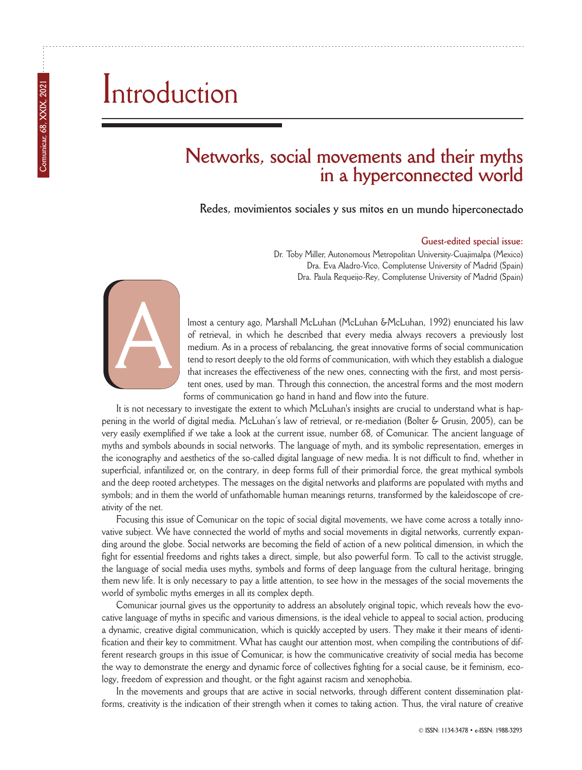# Introduction

## Networks, social movements and their myths in a hyperconnected world

### Redes, movimientos sociales y sus mitos en un mundo hiperconectado

**Guest-edited special issue:**

Dr. Toby Miller, Autonomous Metropolitan University-Cuajimalpa (Mexico)
Dra. Eva Aladro-Vico, Complutense University of Madrid (Spain)
Dra. Paula Requeijo-Rey, Complutense University of Madrid (Spain)

Almost a century ago, Marshall McLuhan (McLuhan &McLuhan, 1992) enunciated his law of retrieval, in which he described that every media always recovers a previously lost medium. As in a process of rebalancing, the great innovative forms of social communication tend to resort deeply to the old forms of communication, with which they establish a dialogue that increases the effectiveness of the new ones, connecting with the first, and most persistent ones, used by man. Through this connection, the ancestral forms and the most modern forms of communication go hand in hand and flow into the future.

It is not necessary to investigate the extent to which McLuhan's insights are crucial to understand what is happening in the world of digital media. McLuhan's law of retrieval, or re-mediation (Bolter & Grusin, 2005), can be very easily exemplified if we take a look at the current issue, number 68, of Comunicar. The ancient language of myths and symbols abounds in social networks. The language of myth, and its symbolic representation, emerges in the iconography and aesthetics of the so-called digital language of new media. It is not difficult to find, whether in superficial, infantilized or, on the contrary, in deep forms full of their primordial force, the great mythical symbols and the deep rooted archetypes. The messages on the digital networks and platforms are populated with myths and symbols; and in them the world of unfathomable human meanings returns, transformed by the kaleidoscope of creativity of the net.

Focusing this issue of Comunicar on the topic of social digital movements, we have come across a totally innovative subject. We have connected the world of myths and social movements in digital networks, currently expanding around the globe. Social networks are becoming the field of action of a new political dimension, in which the fight for essential freedoms and rights takes a direct, simple, but also powerful form. To call to the activist struggle, the language of social media uses myths, symbols and forms of deep language from the cultural heritage, bringing them new life. It is only necessary to pay a little attention, to see how in the messages of the social movements the world of symbolic myths emerges in all its complex depth.

Comunicar journal gives us the opportunity to address an absolutely original topic, which reveals how the evocative language of myths in specific and various dimensions, is the ideal vehicle to appeal to social action, producing a dynamic, creative digital communication, which is quickly accepted by users. They make it their means of identification and their key to commitment. What has caught our attention most, when compiling the contributions of different research groups in this issue of Comunicar, is how the communicative creativity of social media has become the way to demonstrate the energy and dynamic force of collectives fighting for a social cause, be it feminism, ecology, freedom of expression and thought, or the fight against racism and xenophobia.

In the movements and groups that are active in social networks, through different content dissemination platforms, creativity is the indication of their strength when it comes to taking action. Thus, the viral nature of creative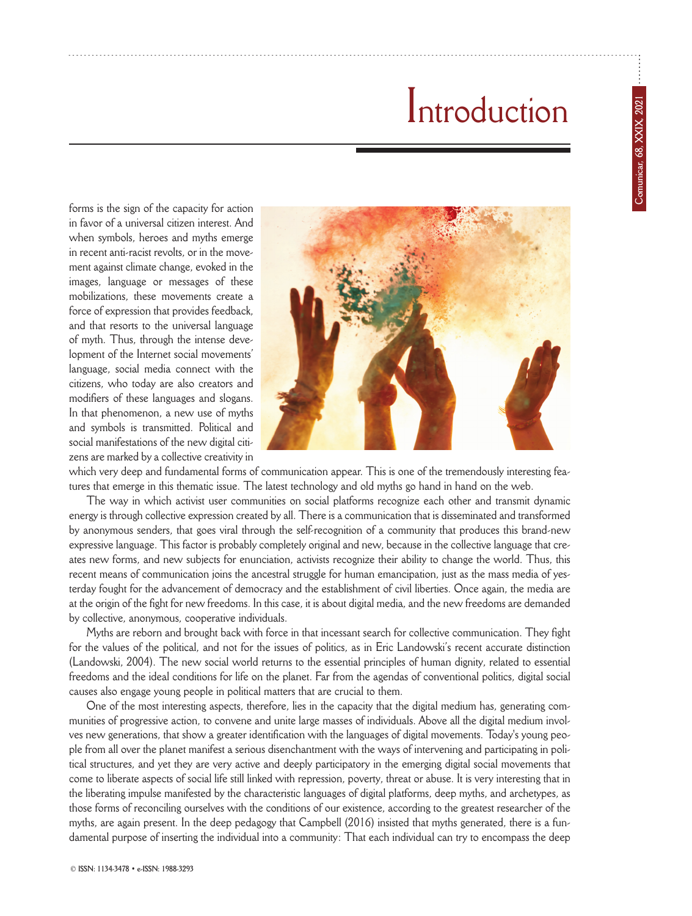# Introduction

forms is the sign of the capacity for action in favor of a universal citizen interest. And when symbols, heroes and myths emerge in recent anti-racist revolts, or in the movement against climate change, evoked in the images, language or messages of these mobilizations, these movements create a force of expression that provides feedback, and that resorts to the universal language of myth. Thus, through the intense development of the Internet social movements' language, social media connect with the citizens, who today are also creators and modifiers of these languages and slogans. In that phenomenon, a new use of myths and symbols is transmitted. Political and social manifestations of the new digital citizens are marked by a collective creativity in which very deep and fundamental forms of communication appear. This is one of the tremendously interesting features that emerge in this thematic issue. The latest technology and old myths go hand in hand on the web.

The way in which activist user communities on social platforms recognize each other and transmit dynamic energy is through collective expression created by all. There is a communication that is disseminated and transformed by anonymous senders, that goes viral through the self-recognition of a community that produces this brand-new expressive language. This factor is probably completely original and new, because in the collective language that creates new forms, and new subjects for enunciation, activists recognize their ability to change the world. Thus, this recent means of communication joins the ancestral struggle for human emancipation, just as the mass media of yesterday fought for the advancement of democracy and the establishment of civil liberties. Once again, the media are at the origin of the fight for new freedoms. In this case, it is about digital media, and the new freedoms are demanded by collective, anonymous, cooperative individuals.

Myths are reborn and brought back with force in that incessant search for collective communication. They fight for the values of the political, and not for the issues of politics, as in Eric Landowski's recent accurate distinction (Landowski, 2004). The new social world returns to the essential principles of human dignity, related to essential freedoms and the ideal conditions for life on the planet. Far from the agendas of conventional politics, digital social causes also engage young people in political matters that are crucial to them.

One of the most interesting aspects, therefore, lies in the capacity that the digital medium has, generating communities of progressive action, to convene and unite large masses of individuals. Above all the digital medium involves new generations, that show a greater identification with the languages of digital movements. Today's young people from all over the planet manifest a serious disenchantment with the ways of intervening and participating in political structures, and yet they are very active and deeply participatory in the emerging digital social movements that come to liberate aspects of social life still linked with repression, poverty, threat or abuse. It is very interesting that in the liberating impulse manifested by the characteristic languages of digital platforms, deep myths, and archetypes, as those forms of reconciling ourselves with the conditions of our existence, according to the greatest researcher of the myths, are again present. In the deep pedagogy that Campbell (2016) insisted that myths generated, there is a fundamental purpose of inserting the individual into a community: That each individual can try to encompass the deep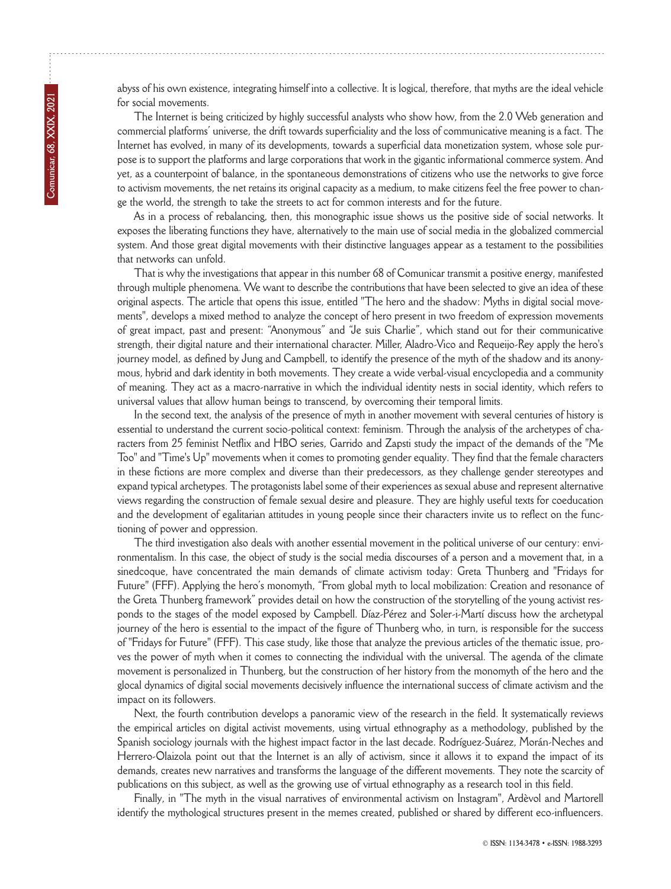abyss of his own existence, integrating himself into a collective. It is logical, therefore, that myths are the ideal vehicle for social movements.

The Internet is being criticized by highly successful analysts who show how, from the 2.0 Web generation and commercial platforms' universe, the drift towards superficiality and the loss of communicative meaning is a fact. The Internet has evolved, in many of its developments, towards a superficial data monetization system, whose sole purpose is to support the platforms and large corporations that work in the gigantic informational commerce system. And yet, as a counterpoint of balance, in the spontaneous demonstrations of citizens who use the networks to give force to activism movements, the net retains its original capacity as a medium, to make citizens feel the free power to change the world, the strength to take the streets to act for common interests and for the future.

As in a process of rebalancing, then, this monographic issue shows us the positive side of social networks. It exposes the liberating functions they have, alternatively to the main use of social media in the globalized commercial system. And those great digital movements with their distinctive languages appear as a testament to the possibilities that networks can unfold.

That is why the investigations that appear in this number 68 of Comunicar transmit a positive energy, manifested through multiple phenomena. We want to describe the contributions that have been selected to give an idea of these original aspects. The article that opens this issue, entitled "The hero and the shadow: Myths in digital social movements", develops a mixed method to analyze the concept of hero present in two freedom of expression movements of great impact, past and present: "Anonymous" and "Je suis Charlie", which stand out for their communicative strength, their digital nature and their international character. Miller, Aladro-Vico and Requeijo-Rey apply the hero's journey model, as defined by Jung and Campbell, to identify the presence of the myth of the shadow and its anonymous, hybrid and dark identity in both movements. They create a wide verbal-visual encyclopedia and a community of meaning. They act as a macro-narrative in which the individual identity nests in social identity, which refers to universal values that allow human beings to transcend, by overcoming their temporal limits.

In the second text, the analysis of the presence of myth in another movement with several centuries of history is essential to understand the current socio-political context: feminism. Through the analysis of the archetypes of characters from 25 feminist Netflix and HBO series, Garrido and Zapsti study the impact of the demands of the "Me Too" and "Time's Up" movements when it comes to promoting gender equality. They find that the female characters in these fictions are more complex and diverse than their predecessors, as they challenge gender stereotypes and expand typical archetypes. The protagonists label some of their experiences as sexual abuse and represent alternative views regarding the construction of female sexual desire and pleasure. They are highly useful texts for coeducation and the development of egalitarian attitudes in young people since their characters invite us to reflect on the functioning of power and oppression.

The third investigation also deals with another essential movement in the political universe of our century: environmentalism. In this case, the object of study is the social media discourses of a person and a movement that, in a sinedcoque, have concentrated the main demands of climate activism today: Greta Thunberg and "Fridays for Future" (FFF). Applying the hero's monomyth, "From global myth to local mobilization: Creation and resonance of the Greta Thunberg framework" provides detail on how the construction of the storytelling of the young activist responds to the stages of the model exposed by Campbell. Díaz-Pérez and Soler-i-Martí discuss how the archetypal journey of the hero is essential to the impact of the figure of Thunberg who, in turn, is responsible for the success of "Fridays for Future" (FFF). This case study, like those that analyze the previous articles of the thematic issue, proves the power of myth when it comes to connecting the individual with the universal. The agenda of the climate movement is personalized in Thunberg, but the construction of her history from the monomyth of the hero and the glocal dynamics of digital social movements decisively influence the international success of climate activism and the impact on its followers.

Next, the fourth contribution develops a panoramic view of the research in the field. It systematically reviews the empirical articles on digital activist movements, using virtual ethnography as a methodology, published by the Spanish sociology journals with the highest impact factor in the last decade. Rodríguez-Suárez, Morán-Neches and Herrero-Olaizola point out that the Internet is an ally of activism, since it allows it to expand the impact of its demands, creates new narratives and transforms the language of the different movements. They note the scarcity of publications on this subject, as well as the growing use of virtual ethnography as a research tool in this field.

Finally, in "The myth in the visual narratives of environmental activism on Instagram", Ardèvol and Martorell identify the mythological structures present in the memes created, published or shared by different eco-influencers.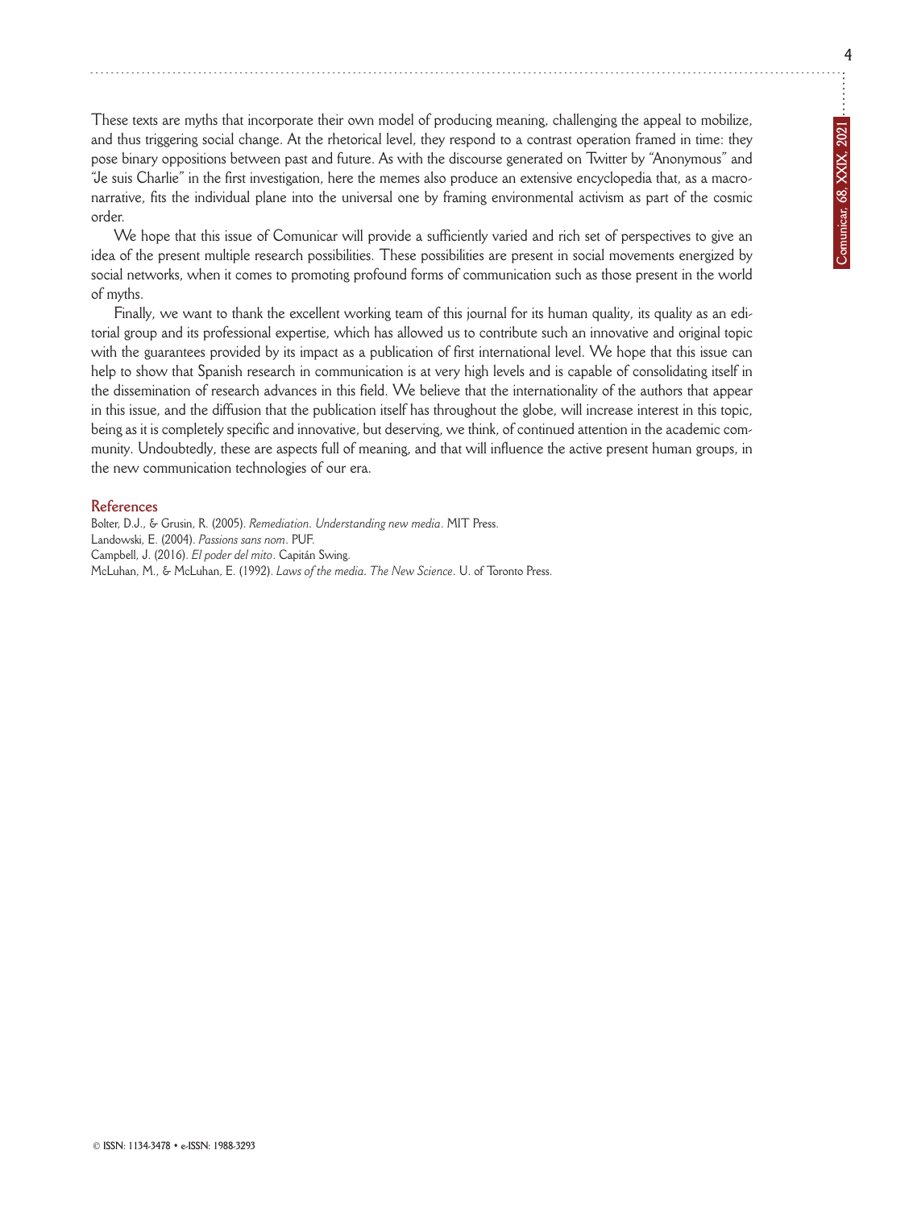These texts are myths that incorporate their own model of producing meaning, challenging the appeal to mobilize, and thus triggering social change. At the rhetorical level, they respond to a contrast operation framed in time: they pose binary oppositions between past and future. As with the discourse generated on Twitter by "Anonymous" and "Je suis Charlie" in the first investigation, here the memes also produce an extensive encyclopedia that, as a macro-narrative, fits the individual plane into the universal one by framing environmental activism as part of the cosmic order.

We hope that this issue of Comunicar will provide a sufficiently varied and rich set of perspectives to give an idea of the present multiple research possibilities. These possibilities are present in social movements energized by social networks, when it comes to promoting profound forms of communication such as those present in the world of myths.

Finally, we want to thank the excellent working team of this journal for its human quality, its quality as an editorial group and its professional expertise, which has allowed us to contribute such an innovative and original topic with the guarantees provided by its impact as a publication of first international level. We hope that this issue can help to show that Spanish research in communication is at very high levels and is capable of consolidating itself in the dissemination of research advances in this field. We believe that the internationality of the authors that appear in this issue, and the diffusion that the publication itself has throughout the globe, will increase interest in this topic, being as it is completely specific and innovative, but deserving, we think, of continued attention in the academic community. Undoubtedly, these are aspects full of meaning, and that will influence the active present human groups, in the new communication technologies of our era.

## References

Bolter, D.J., & Grusin, R. (2005). *Remediation. Understanding new media*. MIT Press.

Landowski, E. (2004). *Passions sans nom*. PUF.

Campbell, J. (2016). *El poder del mito*. Capitán Swing.

McLuhan, M., & McLuhan, E. (1992). *Laws of the media. The New Science*. U. of Toronto Press.